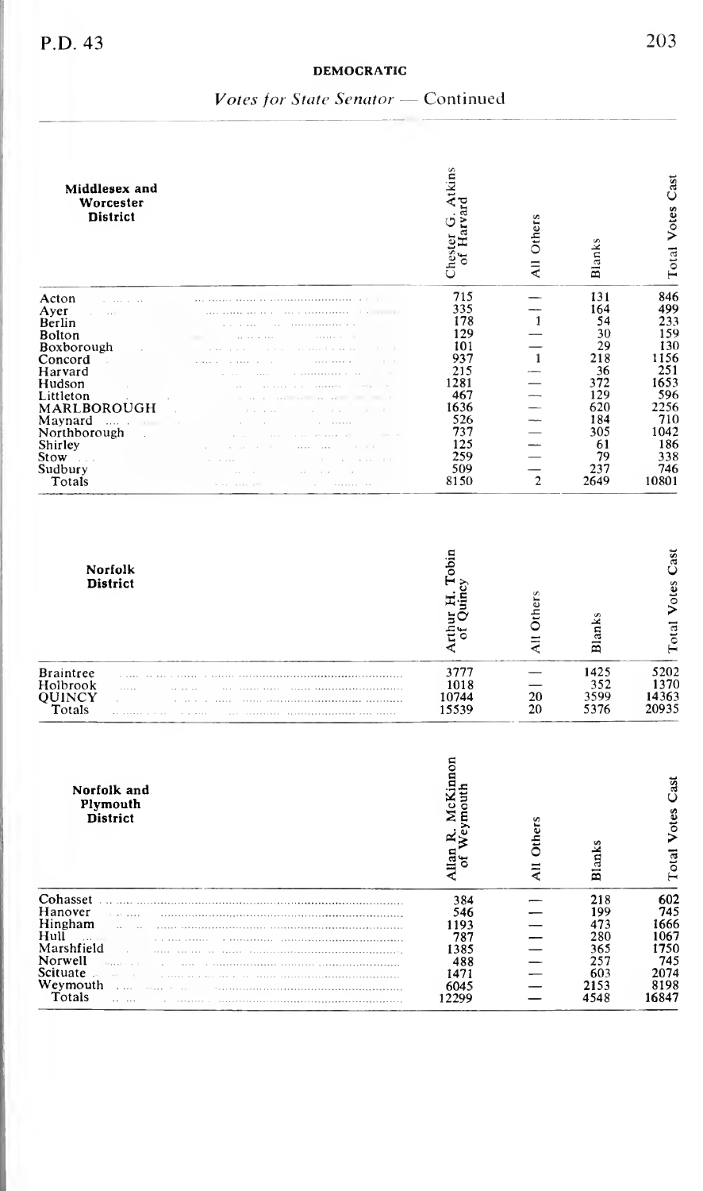## DEMOCRATIC

*Votes for State Senator* — Continued

| Middlesex and Worcester District | Chester G. Atkins of Harvard | All Others | Blanks | Total Votes Cast |
|---|---|---|---|---|
| Acton | 715 | — | 131 | 846 |
| Ayer | 335 | — | 164 | 499 |
| Berlin | 178 | 1 | 54 | 233 |
| Bolton | 129 | — | 30 | 159 |
| Boxborough | 101 | — | 29 | 130 |
| Concord | 937 | 1 | 218 | 1156 |
| Harvard | 215 | — | 36 | 251 |
| Hudson | 1281 | — | 372 | 1653 |
| Littleton | 467 | — | 129 | 596 |
| MARLBOROUGH | 1636 | — | 620 | 2256 |
| Maynard | 526 | — | 184 | 710 |
| Northborough | 737 | — | 305 | 1042 |
| Shirley | 125 | — | 61 | 186 |
| Stow | 259 | — | 79 | 338 |
| Sudbury | 509 | — | 237 | 746 |
| Totals | 8150 | 2 | 2649 | 10801 |

| Norfolk District | Arthur H. Tobin of Quincy | All Others | Blanks | Total Votes Cast |
|---|---|---|---|---|
| Braintree | 3777 | — | 1425 | 5202 |
| Holbrook | 1018 | — | 352 | 1370 |
| QUINCY | 10744 | 20 | 3599 | 14363 |
| Totals | 15539 | 20 | 5376 | 20935 |

| Norfolk and Plymouth District | Allan R. McKinnon of Weymouth | All Others | Blanks | Total Votes Cast |
|---|---|---|---|---|
| Cohasset | 384 | — | 218 | 602 |
| Hanover | 546 | — | 199 | 745 |
| Hingham | 1193 | — | 473 | 1666 |
| Hull | 787 | — | 280 | 1067 |
| Marshfield | 1385 | — | 365 | 1750 |
| Norwell | 488 | — | 257 | 745 |
| Scituate | 1471 | — | 603 | 2074 |
| Weymouth | 6045 | — | 2153 | 8198 |
| Totals | 12299 | — | 4548 | 16847 |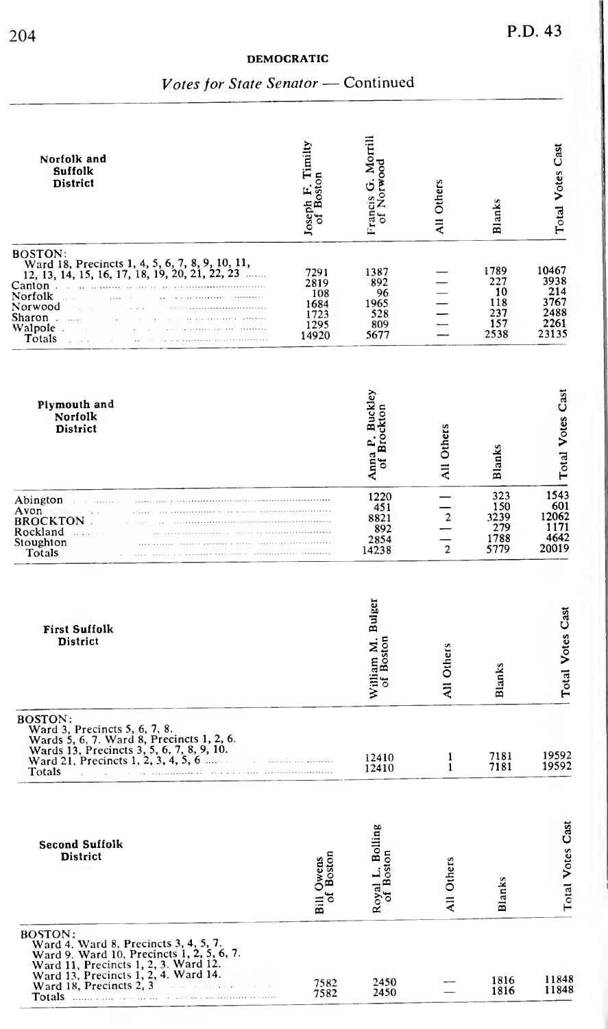## DEMOCRATIC

### *Votes for State Senator* — Continued

| Norfolk and Suffolk District | Joseph F. Timilty of Boston | Francis G. Morrill of Norwood | All Others | Blanks | Total Votes Cast |
|---|---|---|---|---|---|
| BOSTON: Ward 18, Precincts 1, 4, 5, 6, 7, 8, 9, 10, 11, 12, 13, 14, 15, 16, 17, 18, 19, 20, 21, 22, 23 | 7291 | 1387 | — | 1789 | 10467 |
| Canton | 2819 | 892 | — | 227 | 3938 |
| Norfolk | 108 | 96 | — | 10 | 214 |
| Norwood | 1684 | 1965 | — | 118 | 3767 |
| Sharon | 1723 | 528 | — | 237 | 2488 |
| Walpole | 1295 | 809 | — | 157 | 2261 |
| Totals | 14920 | 5677 | — | 2538 | 23135 |

| Plymouth and Norfolk District | Anna P. Buckley of Brockton | All Others | Blanks | Total Votes Cast |
|---|---|---|---|---|
| Abington | 1220 | — | 323 | 1543 |
| Avon | 451 | — | 150 | 601 |
| BROCKTON | 8821 | 2 | 3239 | 12062 |
| Rockland | 892 | — | 279 | 1171 |
| Stoughton | 2854 | — | 1788 | 4642 |
| Totals | 14238 | 2 | 5779 | 20019 |

| First Suffolk District | William M. Bulger of Boston | All Others | Blanks | Total Votes Cast |
|---|---|---|---|---|
| BOSTON: Ward 3, Precincts 5, 6, 7, 8. Wards 5, 6, 7. Ward 8, Precincts 1, 2, 6. Wards 13, Precincts 3, 5, 6, 7, 8, 9, 10. Ward 21, Precincts 1, 2, 3, 4, 5, 6 | 12410 | 1 | 7181 | 19592 |
| Totals | 12410 | 1 | 7181 | 19592 |

| Second Suffolk District | Bill Owens of Boston | Royal L. Bolling of Boston | All Others | Blanks | Total Votes Cast |
|---|---|---|---|---|---|
| BOSTON: Ward 4. Ward 8, Precincts 3, 4, 5, 7. Ward 9. Ward 10, Precincts 1, 2, 5, 6, 7. Ward 11, Precincts 1, 2, 3. Ward 12. Ward 13, Precincts 1, 2, 4. Ward 14. Ward 18, Precincts 2, 3 | 7582 | 2450 | — | 1816 | 11848 |
| Totals | 7582 | 2450 | — | 1816 | 11848 |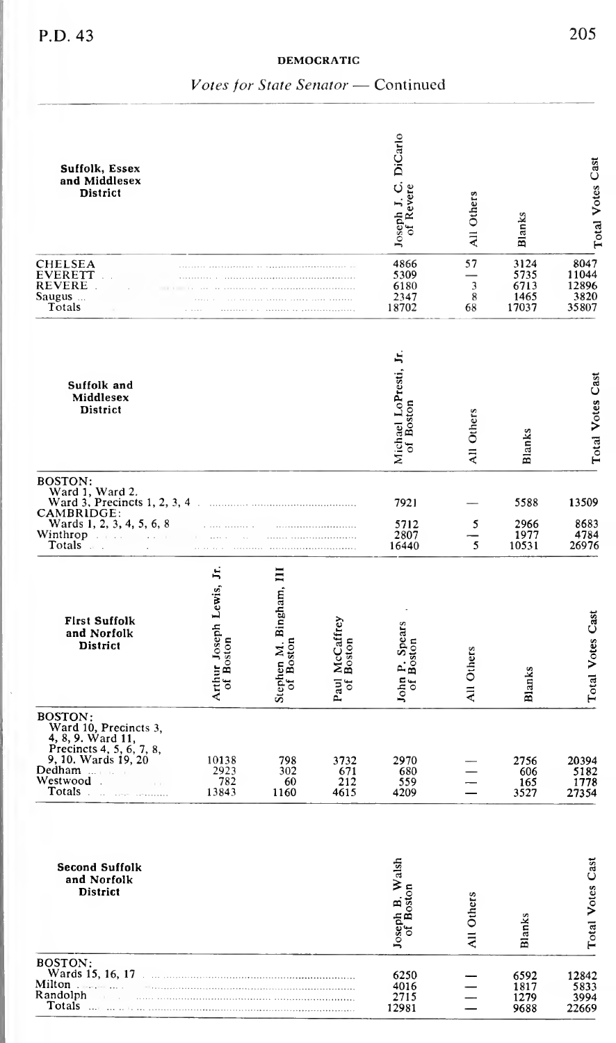## DEMOCRATIC

### *Votes for State Senator* — Continued

| Suffolk, Essex and Middlesex District | Joseph J. C. DiCarlo of Revere | All Others | Blanks | Total Votes Cast |
|---|---|---|---|---|
| CHELSEA | 4866 | 57 | 3124 | 8047 |
| EVERETT | 5309 | — | 5735 | 11044 |
| REVERE | 6180 | 3 | 6713 | 12896 |
| Saugus | 2347 | 8 | 1465 | 3820 |
| Totals | 18702 | 68 | 17037 | 35807 |

| Suffolk and Middlesex District | Michael LoPresti, Jr. of Boston | All Others | Blanks | Total Votes Cast |
|---|---|---|---|---|
| BOSTON: Ward 1, Ward 2, Ward 3, Precincts 1, 2, 3, 4 | 7921 | — | 5588 | 13509 |
| CAMBRIDGE: Wards 1, 2, 3, 4, 5, 6, 8 | 5712 | 5 | 2966 | 8683 |
| Winthrop | 2807 | — | 1977 | 4784 |
| Totals | 16440 | 5 | 10531 | 26976 |

| First Suffolk and Norfolk District | Arthur Joseph Lewis, Jr. of Boston | Stephen M. Bingham, III of Boston | Paul McCaffrey of Boston | John P. Spears of Boston | All Others | Blanks | Total Votes Cast |
|---|---|---|---|---|---|---|---|
| BOSTON: Ward 10, Precincts 3, 4, 8, 9. Ward 11, Precincts 4, 5, 6, 7, 8, 9, 10. Wards 19, 20 | 10138 | 798 | 3732 | 2970 | — | 2756 | 20394 |
| Dedham | 2923 | 302 | 671 | 680 | — | 606 | 5182 |
| Westwood | 782 | 60 | 212 | 559 | — | 165 | 1778 |
| Totals | 13843 | 1160 | 4615 | 4209 | — | 3527 | 27354 |

| Second Suffolk and Norfolk District | Joseph B. Walsh of Boston | All Others | Blanks | Total Votes Cast |
|---|---|---|---|---|
| BOSTON: Wards 15, 16, 17 | 6250 | — | 6592 | 12842 |
| Milton | 4016 | — | 1817 | 5833 |
| Randolph | 2715 | — | 1279 | 3994 |
| Totals | 12981 | — | 9688 | 22669 |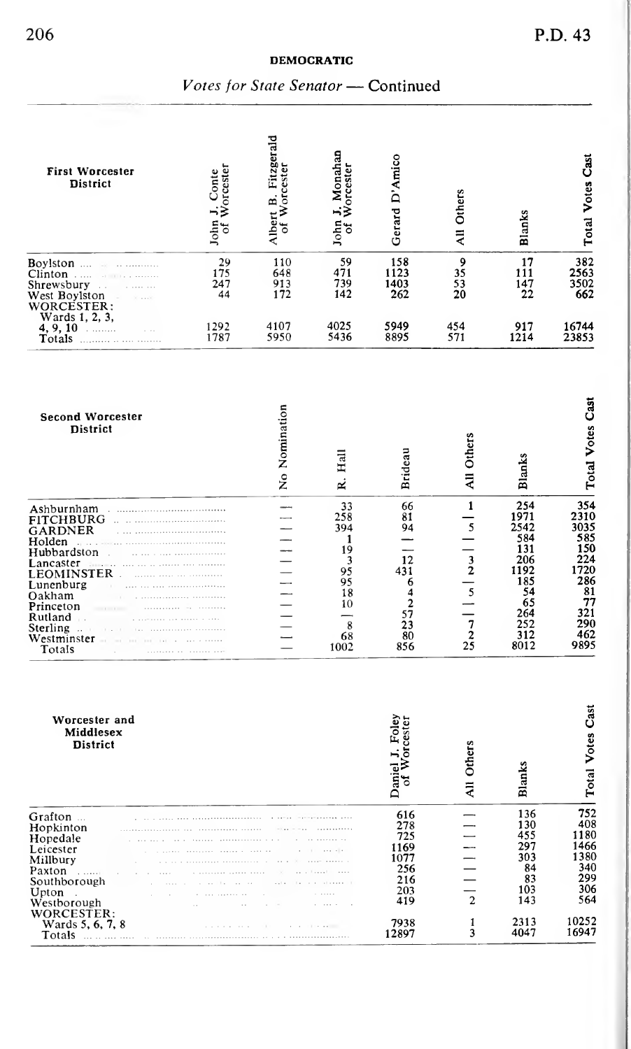## DEMOCRATIC

### *Votes for State Senator* — Continued

| First Worcester District | John J. Conte of Worcester | Albert B. Fitzgerald of Worcester | John J. Monahan of Worcester | Gerard D'Amico | All Others | Blanks | Total Votes Cast |
|---|---|---|---|---|---|---|---|
| Boylston | 29 | 110 | 59 | 158 | 9 | 17 | 382 |
| Clinton | 175 | 648 | 471 | 1123 | 35 | 111 | 2563 |
| Shrewsbury | 247 | 913 | 739 | 1403 | 53 | 147 | 3502 |
| West Boylston | 44 | 172 | 142 | 262 | 20 | 22 | 662 |
| WORCESTER: Wards 1, 2, 3, 4, 9, 10 | 1292 | 4107 | 4025 | 5949 | 454 | 917 | 16744 |
| Totals | 1787 | 5950 | 5436 | 8895 | 571 | 1214 | 23853 |

| Second Worcester District | No Nomination | R. Hall | Brideau | All Others | Blanks | Total Votes Cast |
|---|---|---|---|---|---|---|
| Ashburnham | — | 33 | 66 | 1 | 254 | 354 |
| FITCHBURG | — | 258 | 81 | — | 1971 | 2310 |
| GARDNER | — | 394 | 94 | 5 | 2542 | 3035 |
| Holden | — | 1 | — | — | 584 | 585 |
| Hubbardston | — | 19 | — | — | 131 | 150 |
| Lancaster | — | 3 | 12 | 3 | 206 | 224 |
| LEOMINSTER | — | 95 | 431 | 2 | 1192 | 1720 |
| Lunenburg | — | 95 | 6 | — | 185 | 286 |
| Oakham | — | 18 | 4 | 5 | 54 | 81 |
| Princeton | — | 10 | 2 | — | 65 | 77 |
| Rutland | — | — | 57 | — | 264 | 321 |
| Sterling | — | 8 | 23 | 7 | 252 | 290 |
| Westminster | — | 68 | 80 | 2 | 312 | 462 |
| Totals | — | 1002 | 856 | 25 | 8012 | 9895 |

| Worcester and Middlesex District | Daniel J. Foley of Worcester | All Others | Blanks | Total Votes Cast |
|---|---|---|---|---|
| Grafton | 616 | — | 136 | 752 |
| Hopkinton | 278 | — | 130 | 408 |
| Hopedale | 725 | — | 455 | 1180 |
| Leicester | 1169 | — | 297 | 1466 |
| Millbury | 1077 | — | 303 | 1380 |
| Paxton | 256 | — | 84 | 340 |
| Southborough | 216 | — | 83 | 299 |
| Upton | 203 | — | 103 | 306 |
| Westborough | 419 | 2 | 143 | 564 |
| WORCESTER: Wards 5, 6, 7, 8 | 7938 | 1 | 2313 | 10252 |
| Totals | 12897 | 3 | 4047 | 16947 |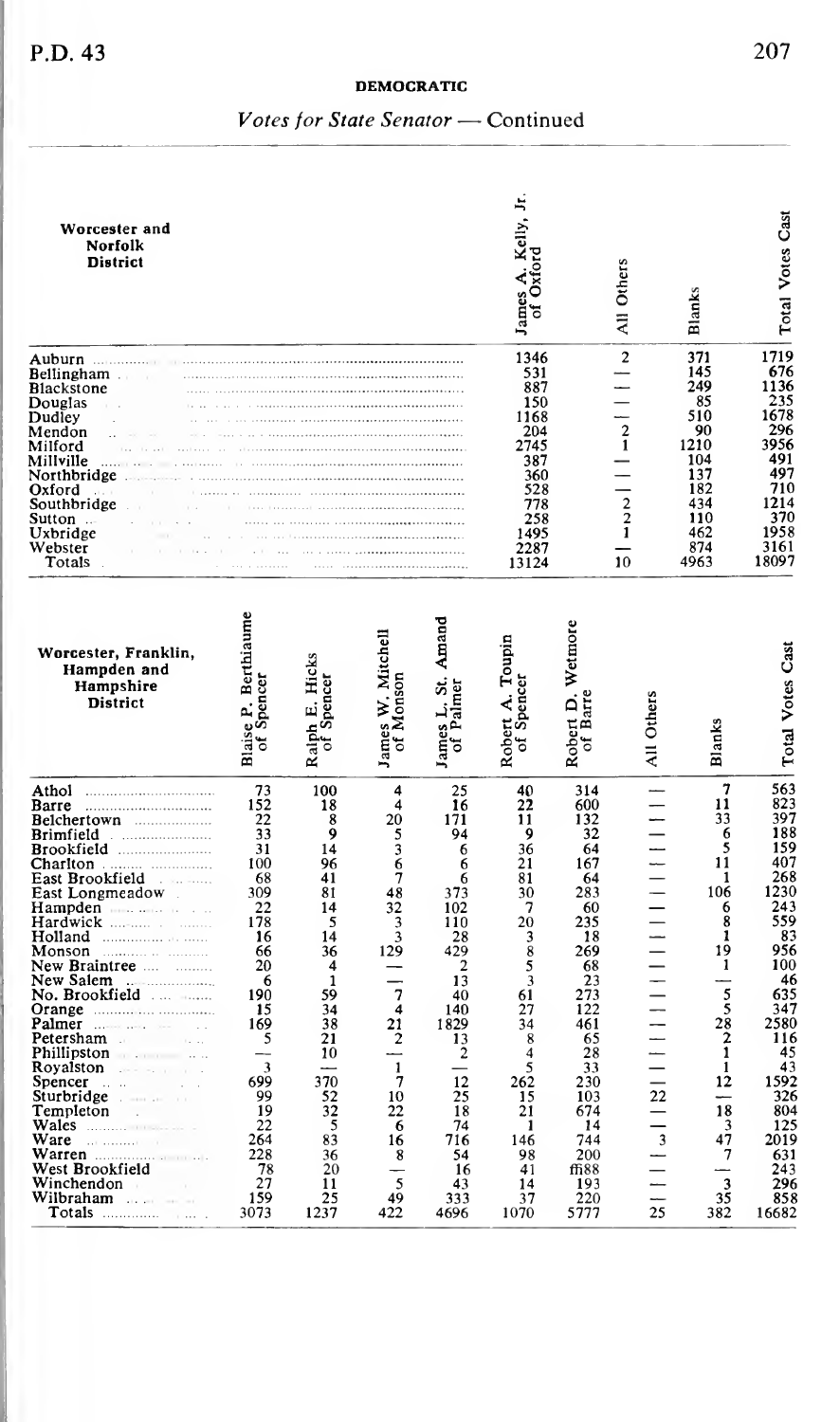**DEMOCRATIC**

*Votes for State Senator* — Continued

| Worcester and Norfolk District | James A. Kelly, Jr. of Oxford | All Others | Blanks | Total Votes Cast |
|---|---|---|---|---|
| Auburn | 1346 | 2 | 371 | 1719 |
| Bellingham | 531 | — | 145 | 676 |
| Blackstone | 887 | — | 249 | 1136 |
| Douglas | 150 | — | 85 | 235 |
| Dudley | 1168 | — | 510 | 1678 |
| Mendon | 204 | 2 | 90 | 296 |
| Milford | 2745 | 1 | 1210 | 3956 |
| Millville | 387 | — | 104 | 491 |
| Northbridge | 360 | — | 137 | 497 |
| Oxford | 528 | — | 182 | 710 |
| Southbridge | 778 | 2 | 434 | 1214 |
| Sutton | 258 | 2 | 110 | 370 |
| Uxbridge | 1495 | 1 | 462 | 1958 |
| Webster | 2287 | — | 874 | 3161 |
| Totals | 13124 | 10 | 4963 | 18097 |

| Worcester, Franklin, Hampden and Hampshire District | Blaise P. Berthiaume of Spencer | Ralph E. Hicks of Spencer | James W. Mitchell of Monson | James L. St. Amand of Palmer | Robert A. Toupin of Spencer | Robert D. Wetmore of Barre | All Others | Blanks | Total Votes Cast |
|---|---|---|---|---|---|---|---|---|---|
| Athol | 73 | 100 | 4 | 25 | 40 | 314 | — | 7 | 563 |
| Barre | 152 | 18 | 4 | 16 | 22 | 600 | — | 11 | 823 |
| Belchertown | 22 | 8 | 20 | 171 | 11 | 132 | — | 33 | 397 |
| Brimfield | 33 | 9 | 5 | 94 | 9 | 32 | — | 6 | 188 |
| Brookfield | 31 | 14 | 3 | 6 | 36 | 64 | — | 5 | 159 |
| Charlton | 100 | 96 | 6 | 6 | 21 | 167 | — | 11 | 407 |
| East Brookfield | 68 | 41 | 7 | 6 | 81 | 64 | — | 1 | 268 |
| East Longmeadow | 309 | 81 | 48 | 373 | 30 | 283 | — | 106 | 1230 |
| Hampden | 22 | 14 | 32 | 102 | 7 | 60 | — | 6 | 243 |
| Hardwick | 178 | 5 | 3 | 110 | 20 | 235 | — | 8 | 559 |
| Holland | 16 | 14 | 3 | 28 | 3 | 18 | — | 1 | 83 |
| Monson | 66 | 36 | 129 | 429 | 8 | 269 | — | 19 | 956 |
| New Braintree | 20 | 4 | — | 2 | 5 | 68 | — | 1 | 100 |
| New Salem | 6 | 1 | — | 13 | 3 | 23 | — | — | 46 |
| No. Brookfield | 190 | 59 | 7 | 40 | 61 | 273 | — | 5 | 635 |
| Orange | 15 | 34 | 4 | 140 | 27 | 122 | — | 5 | 347 |
| Palmer | 169 | 38 | 21 | 1829 | 34 | 461 | — | 28 | 2580 |
| Petersham | 5 | 21 | 2 | 13 | 8 | 65 | — | 2 | 116 |
| Phillipston | — | 10 | — | 2 | 4 | 28 | — | 1 | 45 |
| Royalston | 3 | — | 1 | — | 5 | 33 | — | 1 | 43 |
| Spencer | 699 | 370 | 7 | 12 | 262 | 230 | — | 12 | 1592 |
| Sturbridge | 99 | 52 | 10 | 25 | 15 | 103 | 22 | — | 326 |
| Templeton | 19 | 32 | 22 | 18 | 21 | 674 | — | 18 | 804 |
| Wales | 22 | 5 | 6 | 74 | 1 | 14 | — | 3 | 125 |
| Ware | 264 | 83 | 16 | 716 | 146 | 744 | 3 | 47 | 2019 |
| Warren | 228 | 36 | 8 | 54 | 98 | 200 | — | 7 | 631 |
| West Brookfield | 78 | 20 | — | 16 | 41 | ffi88 | — | — | 243 |
| Winchendon | 27 | 11 | 5 | 43 | 14 | 193 | — | 3 | 296 |
| Wilbraham | 159 | 25 | 49 | 333 | 37 | 220 | — | 35 | 858 |
| Totals | 3073 | 1237 | 422 | 4696 | 1070 | 5777 | 25 | 382 | 16682 |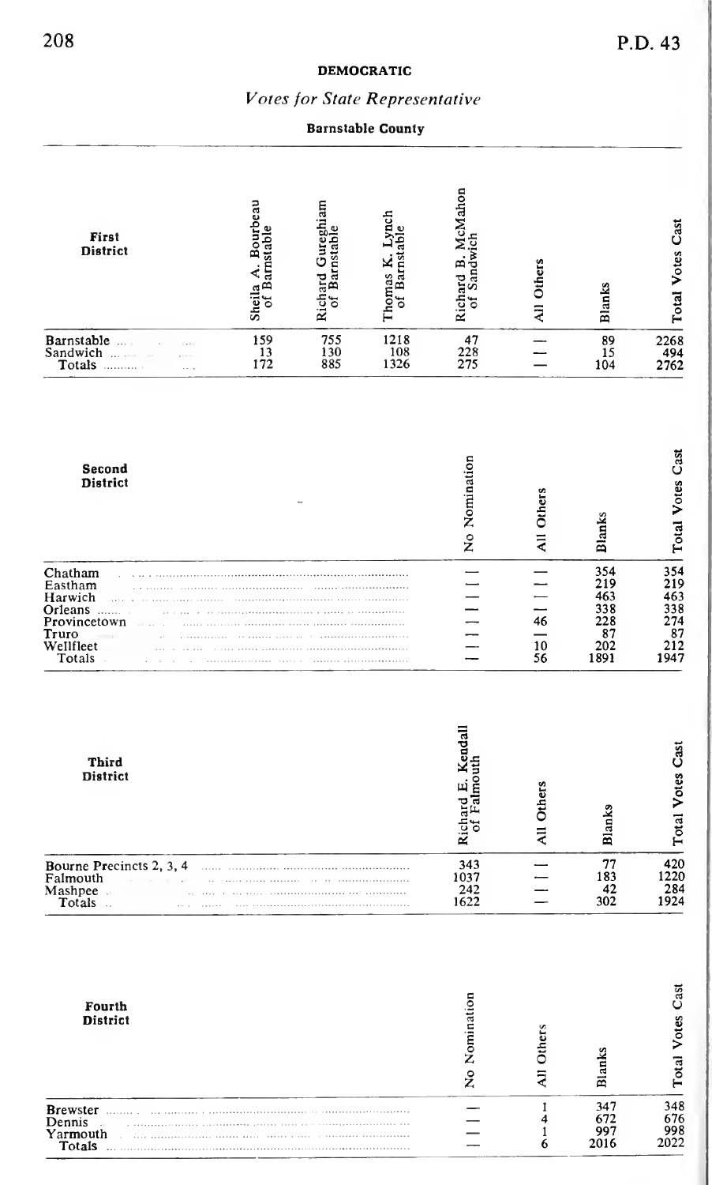## DEMOCRATIC

### *Votes for State Representative*

**Barnstable County**

| First District | Sheila A. Bourbeau of Barnstable | Richard Gureghiam of Barnstable | Thomas K. Lynch of Barnstable | Richard B. McMahon of Sandwich | All Others | Blanks | Total Votes Cast |
|---|---|---|---|---|---|---|---|
| Barnstable | 159 | 755 | 1218 | 47 | — | 89 | 2268 |
| Sandwich | 13 | 130 | 108 | 228 | — | 15 | 494 |
| Totals | 172 | 885 | 1326 | 275 | — | 104 | 2762 |

| Second District | No Nomination | All Others | Blanks | Total Votes Cast |
|---|---|---|---|---|
| Chatham | — | — | 354 | 354 |
| Eastham | — | — | 219 | 219 |
| Harwich | — | — | 463 | 463 |
| Orleans | — | — | 338 | 338 |
| Provincetown | — | 46 | 228 | 274 |
| Truro | — | — | 87 | 87 |
| Wellfleet | — | 10 | 202 | 212 |
| Totals | — | 56 | 1891 | 1947 |

| Third District | Richard E. Kendall of Falmouth | All Others | Blanks | Total Votes Cast |
|---|---|---|---|---|
| Bourne Precincts 2, 3, 4 | 343 | — | 77 | 420 |
| Falmouth | 1037 | — | 183 | 1220 |
| Mashpee | 242 | — | 42 | 284 |
| Totals | 1622 | — | 302 | 1924 |

| Fourth District | No Nomination | All Others | Blanks | Total Votes Cast |
|---|---|---|---|---|
| Brewster | — | 1 | 347 | 348 |
| Dennis | — | 4 | 672 | 676 |
| Yarmouth | — | 1 | 997 | 998 |
| Totals | — | 6 | 2016 | 2022 |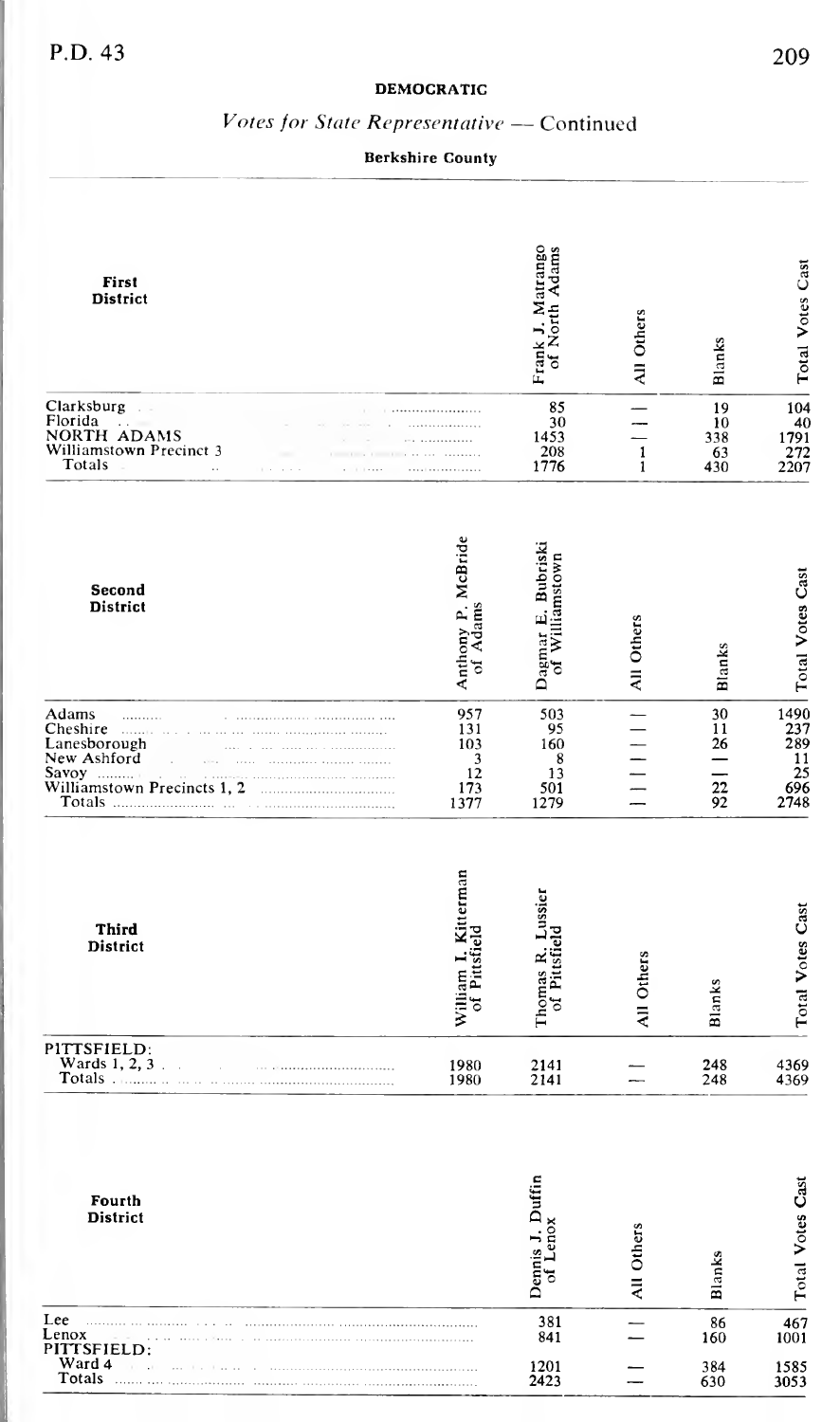**DEMOCRATIC**

*Votes for State Representative — Continued*

**Berkshire County**

| First District | Frank J. Matrango of North Adams | All Others | Blanks | Total Votes Cast |
|---|---|---|---|---|
| Clarksburg | 85 | — | 19 | 104 |
| Florida | 30 | — | 10 | 40 |
| NORTH ADAMS | 1453 | — | 338 | 1791 |
| Williamstown Precinct 3 | 208 | 1 | 63 | 272 |
| Totals | 1776 | 1 | 430 | 2207 |

| Second District | Anthony P. McBride of Adams | Dagmar E. Bubriski of Williamstown | All Others | Blanks | Total Votes Cast |
|---|---|---|---|---|---|
| Adams | 957 | 503 | — | 30 | 1490 |
| Cheshire | 131 | 95 | — | 11 | 237 |
| Lanesborough | 103 | 160 | — | 26 | 289 |
| New Ashford | 3 | 8 | — | — | 11 |
| Savoy | 12 | 13 | — | — | 25 |
| Williamstown Precincts 1, 2 | 173 | 501 | — | 22 | 696 |
| Totals | 1377 | 1279 | — | 92 | 2748 |

| Third District | William I. Kitterman of Pittsfield | Thomas R. Lussier of Pittsfield | All Others | Blanks | Total Votes Cast |
|---|---|---|---|---|---|
| PITTSFIELD: | | | | | |
| Wards 1, 2, 3 | 1980 | 2141 | — | 248 | 4369 |
| Totals | 1980 | 2141 | — | 248 | 4369 |

| Fourth District | Dennis J. Duffin of Lenox | All Others | Blanks | Total Votes Cast |
|---|---|---|---|---|
| Lee | 381 | — | 86 | 467 |
| Lenox | 841 | — | 160 | 1001 |
| PITTSFIELD: | | | | |
| Ward 4 | 1201 | — | 384 | 1585 |
| Totals | 2423 | — | 630 | 3053 |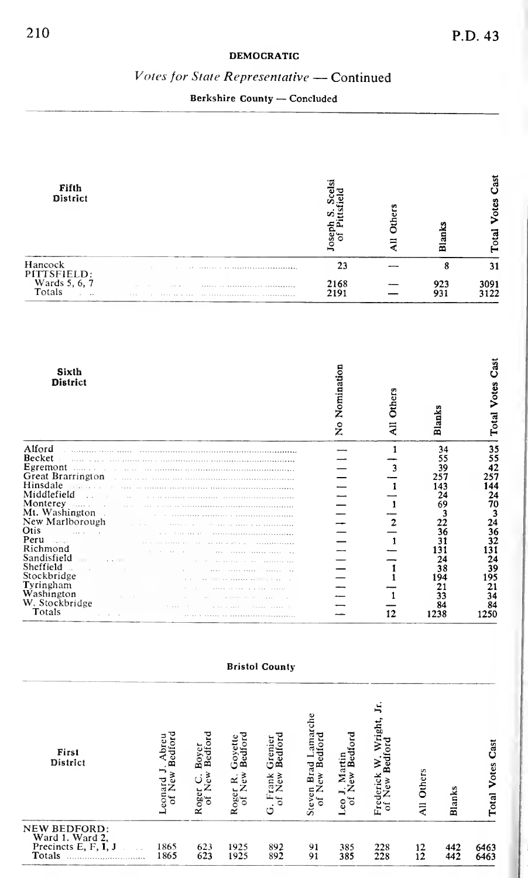## DEMOCRATIC

### *Votes for State Representative* — Continued

#### Berkshire County — Concluded

| Fifth District | Joseph S. Scelsi of Pittsfield | All Others | Blanks | Total Votes Cast |
|---|---|---|---|---|
| Hancock | 23 | — | 8 | 31 |
| PITTSFIELD: | | | | |
| Wards 5, 6, 7 | 2168 | — | 923 | 3091 |
| Totals | 2191 | — | 931 | 3122 |

| Sixth District | No Nomination | All Others | Blanks | Total Votes Cast |
|---|---|---|---|---|
| Alford | — | 1 | 34 | 35 |
| Becket | — | — | 55 | 55 |
| Egremont | — | 3 | 39 | 42 |
| Great Barrington | — | — | 257 | 257 |
| Hinsdale | — | 1 | 143 | 144 |
| Middlefield | — | — | 24 | 24 |
| Monterey | — | 1 | 69 | 70 |
| Mt. Washington | — | — | 3 | 3 |
| New Marlborough | — | 2 | 22 | 24 |
| Otis | — | — | 36 | 36 |
| Peru | — | 1 | 31 | 32 |
| Richmond | — | — | 131 | 131 |
| Sandisfield | — | — | 24 | 24 |
| Sheffield | — | 1 | 38 | 39 |
| Stockbridge | — | 1 | 194 | 195 |
| Tyringham | — | — | 21 | 21 |
| Washington | — | 1 | 33 | 34 |
| W. Stockbridge | — | — | 84 | 84 |
| Totals | — | 12 | 1238 | 1250 |

#### Bristol County

| First District | Leonard J. Abreu of New Bedford | Roger C. Boyer of New Bedford | Roger R. Goyette of New Bedford | G. Frank Grenier of New Bedford | Steven Brad Lamarche of New Bedford | Leo J. Martin of New Bedford | Frederick W. Wright, Jr. of New Bedford | All Others | Blanks | Total Votes Cast |
|---|---|---|---|---|---|---|---|---|---|---|
| NEW BEDFORD: | | | | | | | | | | |
| Ward 1, Ward 2, Precincts E, F, 1, J | 1865 | 623 | 1925 | 892 | 91 | 385 | 228 | 12 | 442 | 6463 |
| Totals | 1865 | 623 | 1925 | 892 | 91 | 385 | 228 | 12 | 442 | 6463 |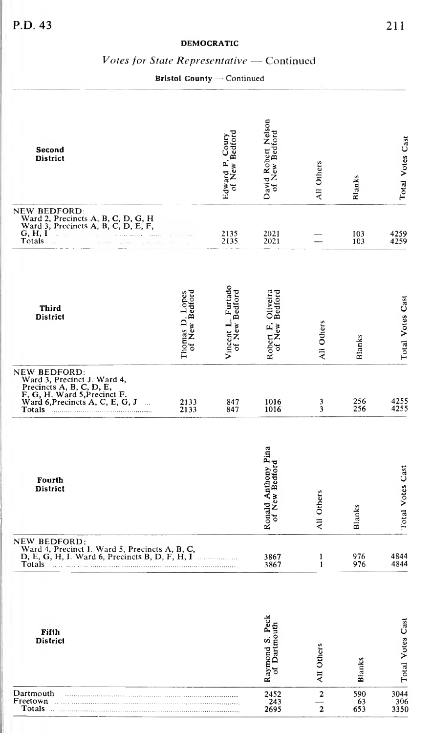**DEMOCRATIC**

*Votes for State Representative* — Continued

**Bristol County** — Continued

| Second District | Edward P. Coury of New Bedford | David Robert Nelson of New Bedford | All Others | Blanks | Total Votes Cast |
|---|---|---|---|---|---|
| NEW BEDFORD: Ward 2, Precincts A, B, C, D, G, H Ward 3, Precincts A, B, C, D, E, F, G, H, I | 2135 | 2021 | — | 103 | 4259 |
| Totals | 2135 | 2021 | — | 103 | 4259 |

| Third District | Thomas D. Lopes of New Bedford | Vincent L. Furtado of New Bedford | Robert F. Oliveira of New Bedford | All Others | Blanks | Total Votes Cast |
|---|---|---|---|---|---|---|
| NEW BEDFORD: Ward 3, Precinct J. Ward 4, Precincts A, B, C, D, E, F, G, H. Ward 5, Precinct F. Ward 6, Precincts A, C, E, G, J | 2133 | 847 | 1016 | 3 | 256 | 4255 |
| Totals | 2133 | 847 | 1016 | 3 | 256 | 4255 |

| Fourth District | Ronald Anthony Pina of New Bedford | All Others | Blanks | Total Votes Cast |
|---|---|---|---|---|
| NEW BEDFORD: Ward 4, Precinct I. Ward 5, Precincts A, B, C, D, E, G, H, I. Ward 6, Precincts B, D, F, H, I | 3867 | 1 | 976 | 4844 |
| Totals | 3867 | 1 | 976 | 4844 |

| Fifth District | Raymond S. Peck of Dartmouth | All Others | Blanks | Total Votes Cast |
|---|---|---|---|---|
| Dartmouth | 2452 | 2 | 590 | 3044 |
| Freetown | 243 | — | 63 | 306 |
| Totals | 2695 | 2 | 653 | 3350 |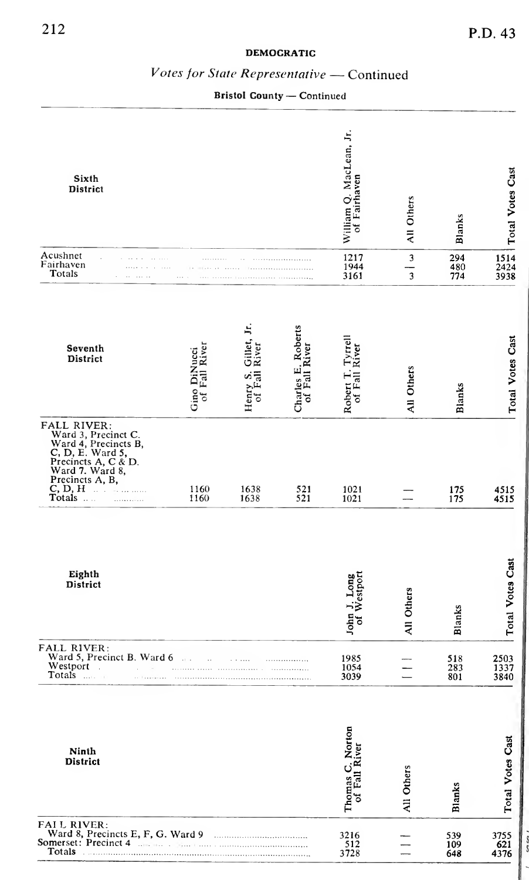**DEMOCRATIC**

## *Votes for State Representative* — Continued

**Bristol County** — Continued

| Sixth District | William Q. MacLean, Jr. of Fairhaven | All Others | Blanks | Total Votes Cast |
|---|---|---|---|---|
| Acushnet | 1217 | 3 | 294 | 1514 |
| Fairhaven | 1944 | — | 480 | 2424 |
| Totals | 3161 | 3 | 774 | 3938 |

| Seventh District | Gino DiNucci of Fall River | Henry S. Gillet, Jr. of Fall River | Charles E. Roberts of Fall River | Robert T. Tyrrell of Fall River | All Others | Blanks | Total Votes Cast |
|---|---|---|---|---|---|---|---|
| FALL RIVER: Ward 3, Precinct C. Ward 4, Precincts B, C, D, E. Ward 5, Precincts A, C & D. Ward 7. Ward 8, Precincts A, B, C, D, H | 1160 | 1638 | 521 | 1021 | — | 175 | 4515 |
| Totals | 1160 | 1638 | 521 | 1021 | — | 175 | 4515 |

| Eighth District | John J. Long of Westport | All Others | Blanks | Total Votes Cast |
|---|---|---|---|---|
| FALL RIVER: Ward 5, Precinct B. Ward 6 | 1985 | — | 518 | 2503 |
| Westport | 1054 | — | 283 | 1337 |
| Totals | 3039 | — | 801 | 3840 |

| Ninth District | Thomas C. Norton of Fall River | All Others | Blanks | Total Votes Cast |
|---|---|---|---|---|
| FALL RIVER: Ward 8, Precincts E, F, G. Ward 9 | 3216 | — | 539 | 3755 |
| Somerset: Precinct 4 | 512 | — | 109 | 621 |
| Totals | 3728 | — | 648 | 4376 |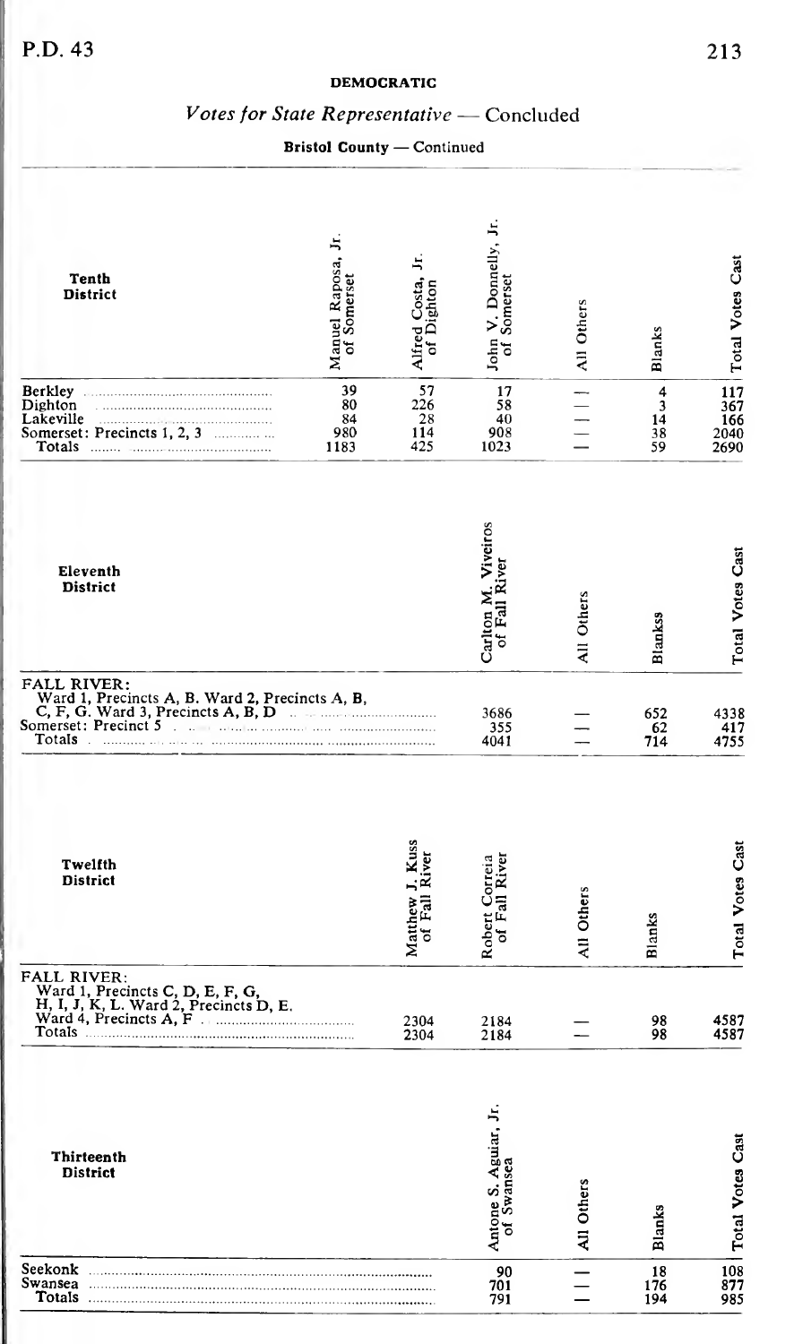**DEMOCRATIC**

## *Votes for State Representative* — Concluded

**Bristol County** — Continued

| Tenth District | Manuel Raposa, Jr. of Somerset | Alfred Costa, Jr. of Dighton | John V. Donnelly, Jr. of Somerset | All Others | Blanks | Total Votes Cast |
|---|---|---|---|---|---|---|
| Berkley | 39 | 57 | 17 | — | 4 | 117 |
| Dighton | 80 | 226 | 58 | — | 3 | 367 |
| Lakeville | 84 | 28 | 40 | — | 14 | 166 |
| Somerset: Precincts 1, 2, 3 | 980 | 114 | 908 | — | 38 | 2040 |
| Totals | 1183 | 425 | 1023 | — | 59 | 2690 |

| Eleventh District | Carlton M. Viveiros of Fall River | All Others | Blankss | Total Votes Cast |
|---|---|---|---|---|
| FALL RIVER: Ward 1, Precincts A, B. Ward 2, Precincts A, B, C, F, G. Ward 3, Precincts A, B, D | 3686 | — | 652 | 4338 |
| Somerset: Precinct 5 | 355 | — | 62 | 417 |
| Totals | 4041 | — | 714 | 4755 |

| Twelfth District | Matthew J. Kuss of Fall River | Robert Correia of Fall River | All Others | Blanks | Total Votes Cast |
|---|---|---|---|---|---|
| FALL RIVER: Ward 1, Precincts C, D, E, F, G, H, I, J, K, L. Ward 2, Precincts D, E. Ward 4, Precincts A, F | 2304 | 2184 | — | 98 | 4587 |
| Totals | 2304 | 2184 | — | 98 | 4587 |

| Thirteenth District | Antone S. Aguiar, Jr. of Swansea | All Others | Blanks | Total Votes Cast |
|---|---|---|---|---|
| Seekonk | 90 | — | 18 | 108 |
| Swansea | 701 | — | 176 | 877 |
| Totals | 791 | — | 194 | 985 |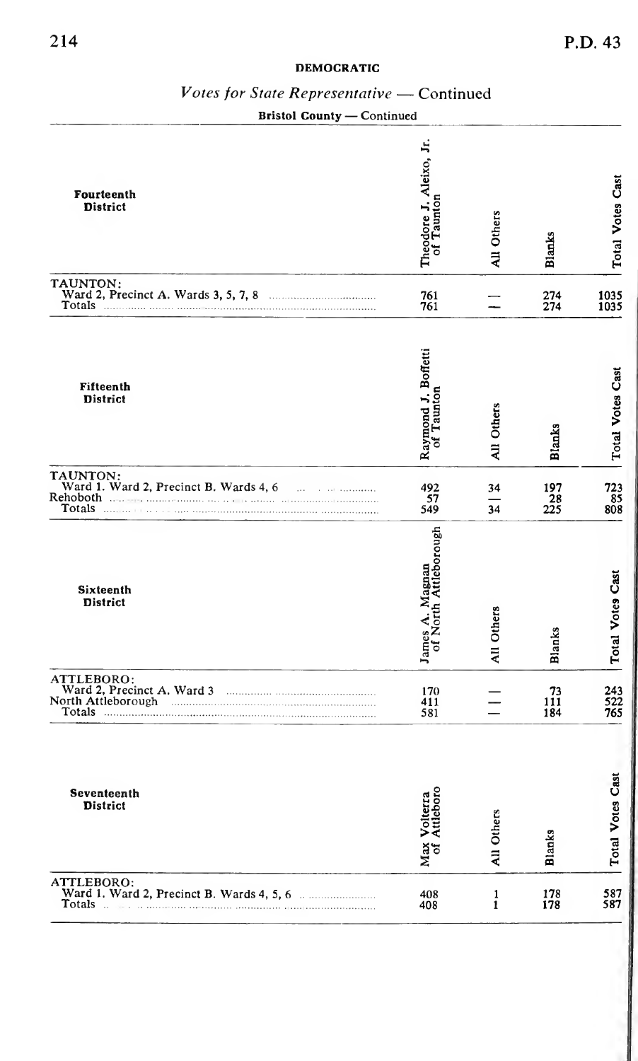**DEMOCRATIC**

## *Votes for State Representative* — Continued

**Bristol County — Continued**

| Fourteenth District | Theodore J. Aleixo, Jr. of Taunton | All Others | Blanks | Total Votes Cast |
|---|---|---|---|---|
| TAUNTON: | | | | |
| Ward 2, Precinct A. Wards 3, 5, 7, 8 | 761 | — | 274 | 1035 |
| Totals | 761 | — | 274 | 1035 |

| Fifteenth District | Raymond J. Boffetti of Taunton | All Others | Blanks | Total Votes Cast |
|---|---|---|---|---|
| TAUNTON: | | | | |
| Ward 1. Ward 2, Precinct B. Wards 4, 6 | 492 | 34 | 197 | 723 |
| Rehoboth | 57 | — | 28 | 85 |
| Totals | 549 | 34 | 225 | 808 |

| Sixteenth District | James A. Magnan of North Attleborough | All Others | Blanks | Total Votes Cast |
|---|---|---|---|---|
| ATTLEBORO: | | | | |
| Ward 2, Precinct A. Ward 3 | 170 | — | 73 | 243 |
| North Attleborough | 411 | — | 111 | 522 |
| Totals | 581 | — | 184 | 765 |

| Seventeenth District | Max Volterra of Attleboro | All Others | Blanks | Total Votes Cast |
|---|---|---|---|---|
| ATTLEBORO: | | | | |
| Ward 1. Ward 2, Precinct B. Wards 4, 5, 6 | 408 | 1 | 178 | 587 |
| Totals | 408 | 1 | 178 | 587 |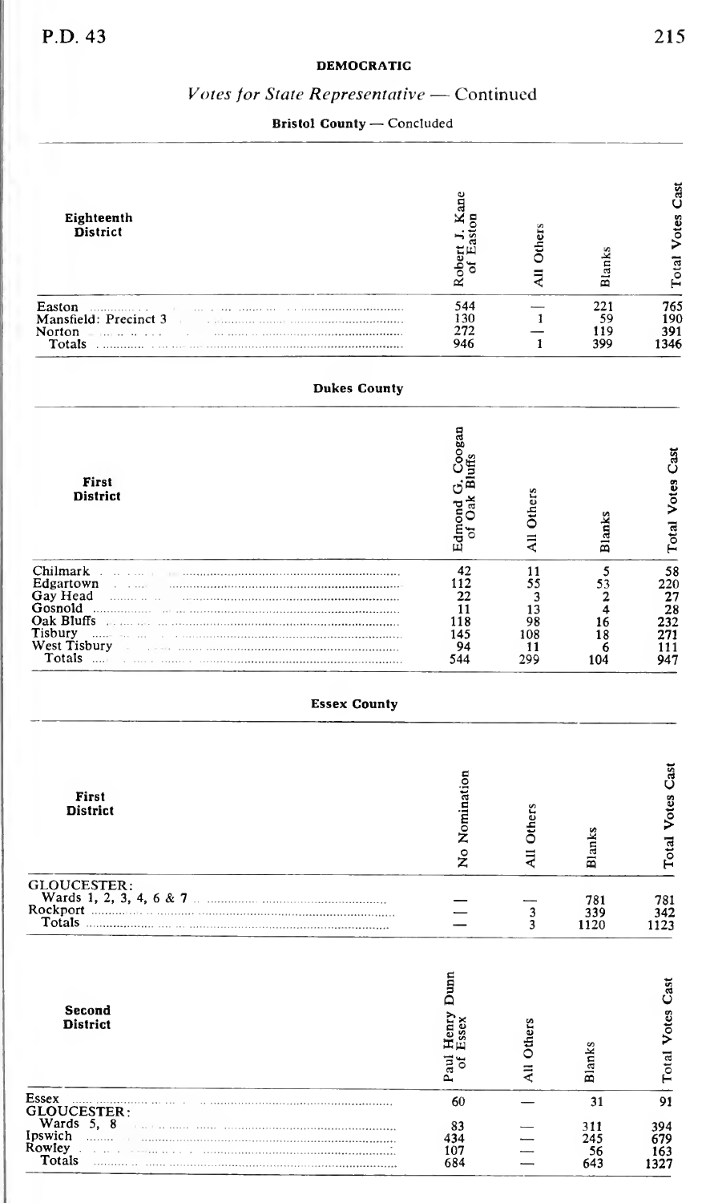## DEMOCRATIC

### *Votes for State Representative* — Continued

**Bristol County** — Concluded

| Eighteenth District | Robert J. Kane of Easton | All Others | Blanks | Total Votes Cast |
|---|---|---|---|---|
| Easton | 544 | — | 221 | 765 |
| Mansfield: Precinct 3 | 130 | 1 | 59 | 190 |
| Norton | 272 | — | 119 | 391 |
| Totals | 946 | 1 | 399 | 1346 |

**Dukes County**

| First District | Edmond G. Coogan of Oak Bluffs | All Others | Blanks | Total Votes Cast |
|---|---|---|---|---|
| Chilmark | 42 | 11 | 5 | 58 |
| Edgartown | 112 | 55 | 53 | 220 |
| Gay Head | 22 | 3 | 2 | 27 |
| Gosnold | 11 | 13 | 4 | 28 |
| Oak Bluffs | 118 | 98 | 16 | 232 |
| Tisbury | 145 | 108 | 18 | 271 |
| West Tisbury | 94 | 11 | 6 | 111 |
| Totals | 544 | 299 | 104 | 947 |

**Essex County**

| First District | No Nomination | All Others | Blanks | Total Votes Cast |
|---|---|---|---|---|
| GLOUCESTER: | | | | |
| Wards 1, 2, 3, 4, 6 & 7 | — | — | 781 | 781 |
| Rockport | — | 3 | 339 | 342 |
| Totals | — | 3 | 1120 | 1123 |

| Second District | Paul Henry Dunn of Essex | All Others | Blanks | Total Votes Cast |
|---|---|---|---|---|
| Essex | 60 | — | 31 | 91 |
| GLOUCESTER: | | | | |
| Wards 5, 8 | 83 | — | 311 | 394 |
| Ipswich | 434 | — | 245 | 679 |
| Rowley | 107 | — | 56 | 163 |
| Totals | 684 | — | 643 | 1327 |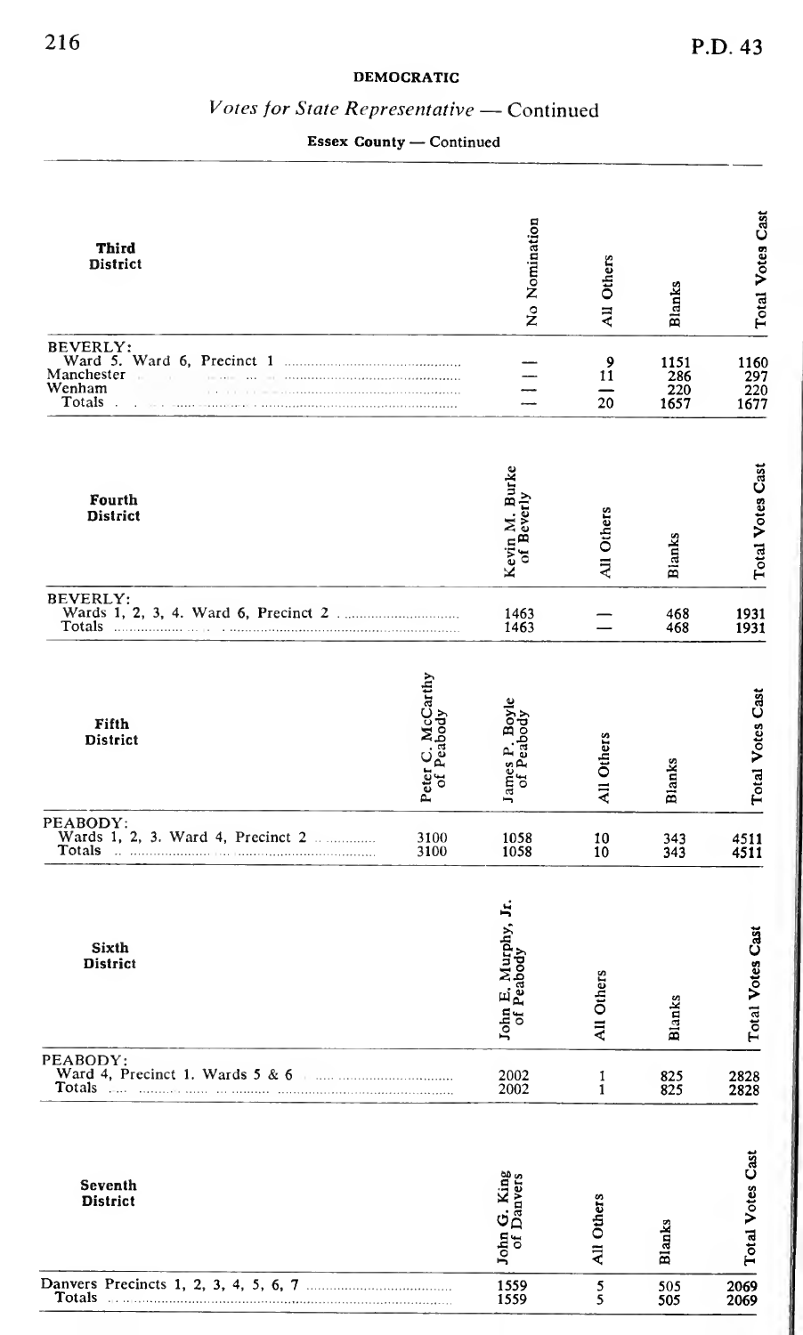**DEMOCRATIC**

## *Votes for State Representative* — Continued

**Essex County — Continued**

| Third District | No Nomination | All Others | Blanks | Total Votes Cast |
|---|---|---|---|---|
| BEVERLY: | | | | |
| Ward 5. Ward 6, Precinct 1 | — | 9 | 1151 | 1160 |
| Manchester | — | 11 | 286 | 297 |
| Wenham | — | — | 220 | 220 |
| Totals | — | 20 | 1657 | 1677 |

| Fourth District | Kevin M. Burke of Beverly | All Others | Blanks | Total Votes Cast |
|---|---|---|---|---|
| BEVERLY: | | | | |
| Wards 1, 2, 3, 4. Ward 6, Precinct 2 | 1463 | — | 468 | 1931 |
| Totals | 1463 | — | 468 | 1931 |

| Fifth District | Peter C. McCarthy of Peabody | James P. Boyle of Peabody | All Others | Blanks | Total Votes Cast |
|---|---|---|---|---|---|
| PEABODY: | | | | | |
| Wards 1, 2, 3. Ward 4, Precinct 2 | 3100 | 1058 | 10 | 343 | 4511 |
| Totals | 3100 | 1058 | 10 | 343 | 4511 |

| Sixth District | John E. Murphy, Jr. of Peabody | All Others | Blanks | Total Votes Cast |
|---|---|---|---|---|
| PEABODY: | | | | |
| Ward 4, Precinct 1. Wards 5 & 6 | 2002 | 1 | 825 | 2828 |
| Totals | 2002 | 1 | 825 | 2828 |

| Seventh District | John G. King of Danvers | All Others | Blanks | Total Votes Cast |
|---|---|---|---|---|
| Danvers Precincts 1, 2, 3, 4, 5, 6, 7 | 1559 | 5 | 505 | 2069 |
| Totals | 1559 | 5 | 505 | 2069 |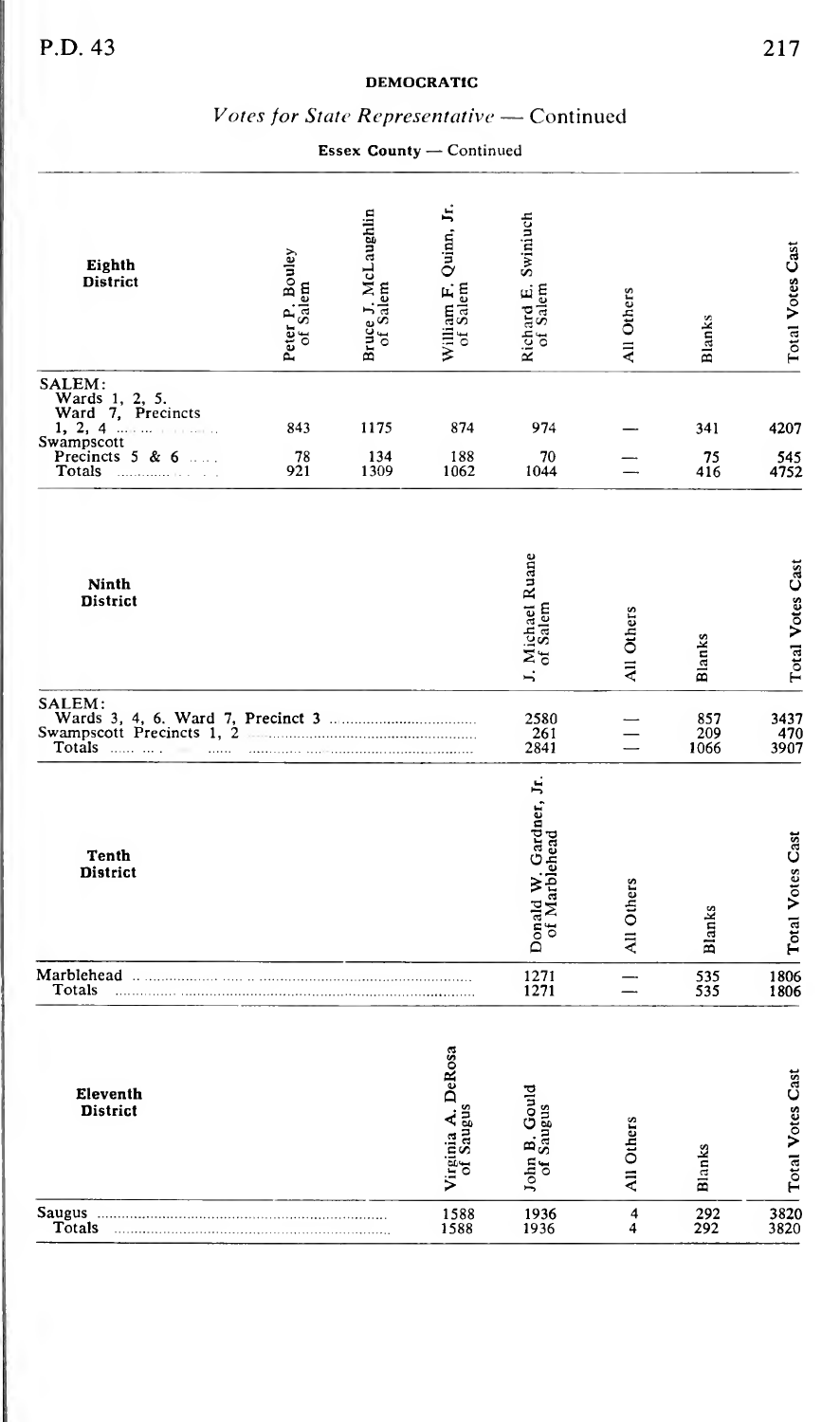**DEMOCRATIC**

## *Votes for State Representative* — Continued

**Essex County** — Continued

| Eighth District | Peter P. Bouley of Salem | Bruce J. McLaughlin of Salem | William F. Quinn, Jr. of Salem | Richard E. Swiniuch of Salem | All Others | Blanks | Total Votes Cast |
|---|---|---|---|---|---|---|---|
| SALEM: Wards 1, 2, 5. Ward 7, Precincts 1, 2, 4 | 843 | 1175 | 874 | 974 | — | 341 | 4207 |
| Swampscott Precincts 5 & 6 | 78 | 134 | 188 | 70 | — | 75 | 545 |
| Totals | 921 | 1309 | 1062 | 1044 | — | 416 | 4752 |

| Ninth District | J. Michael Ruane of Salem | All Others | Blanks | Total Votes Cast |
|---|---|---|---|---|
| SALEM: Wards 3, 4, 6. Ward 7, Precinct 3 | 2580 | — | 857 | 3437 |
| Swampscott Precincts 1, 2 | 261 | — | 209 | 470 |
| Totals | 2841 | — | 1066 | 3907 |

| Tenth District | Donald W. Gardner, Jr. of Marblehead | All Others | Blanks | Total Votes Cast |
|---|---|---|---|---|
| Marblehead | 1271 | — | 535 | 1806 |
| Totals | 1271 | — | 535 | 1806 |

| Eleventh District | Virginia A. DeRosa of Saugus | John B. Gould of Saugus | All Others | Blanks | Total Votes Cast |
|---|---|---|---|---|---|
| Saugus | 1588 | 1936 | 4 | 292 | 3820 |
| Totals | 1588 | 1936 | 4 | 292 | 3820 |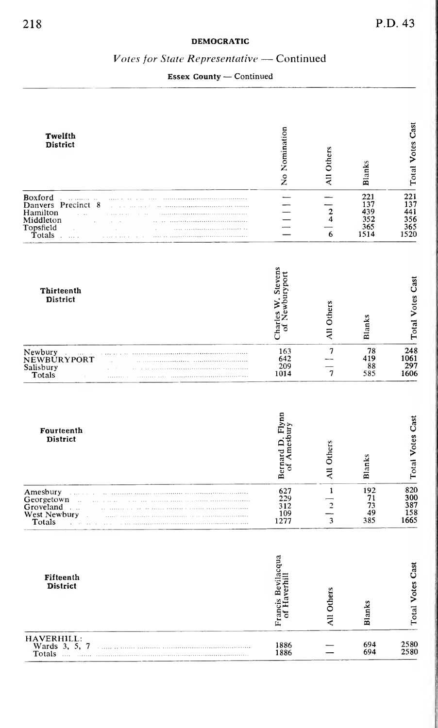**DEMOCRATIC**

*Votes for State Representative* — Continued

**Essex County** — Continued

| Twelfth District | No Nomination | All Others | Blanks | Total Votes Cast |
|---|---|---|---|---|
| Boxford | — | — | 221 | 221 |
| Danvers Precinct 8 | — | — | 137 | 137 |
| Hamilton | — | 2 | 439 | 441 |
| Middleton | — | 4 | 352 | 356 |
| Topsfield | — | — | 365 | 365 |
| Totals | — | 6 | 1514 | 1520 |

| Thirteenth District | Charles W. Stevens of Newburyport | All Others | Blanks | Total Votes Cast |
|---|---|---|---|---|
| Newbury | 163 | 7 | 78 | 248 |
| NEWBURYPORT | 642 | — | 419 | 1061 |
| Salisbury | 209 | — | 88 | 297 |
| Totals | 1014 | 7 | 585 | 1606 |

| Fourteenth District | Bernard D. Flynn of Amesbury | All Others | Blanks | Total Votes Cast |
|---|---|---|---|---|
| Amesbury | 627 | 1 | 192 | 820 |
| Georgetown | 229 | — | 71 | 300 |
| Groveland | 312 | 2 | 73 | 387 |
| West Newbury | 109 | — | 49 | 158 |
| Totals | 1277 | 3 | 385 | 1665 |

| Fifteenth District | Francis Bevilacqua of Haverhill | All Others | Blanks | Total Votes Cast |
|---|---|---|---|---|
| HAVERHILL: | | | | |
| Wards 3, 5, 7 | 1886 | — | 694 | 2580 |
| Totals | 1886 | — | 694 | 2580 |